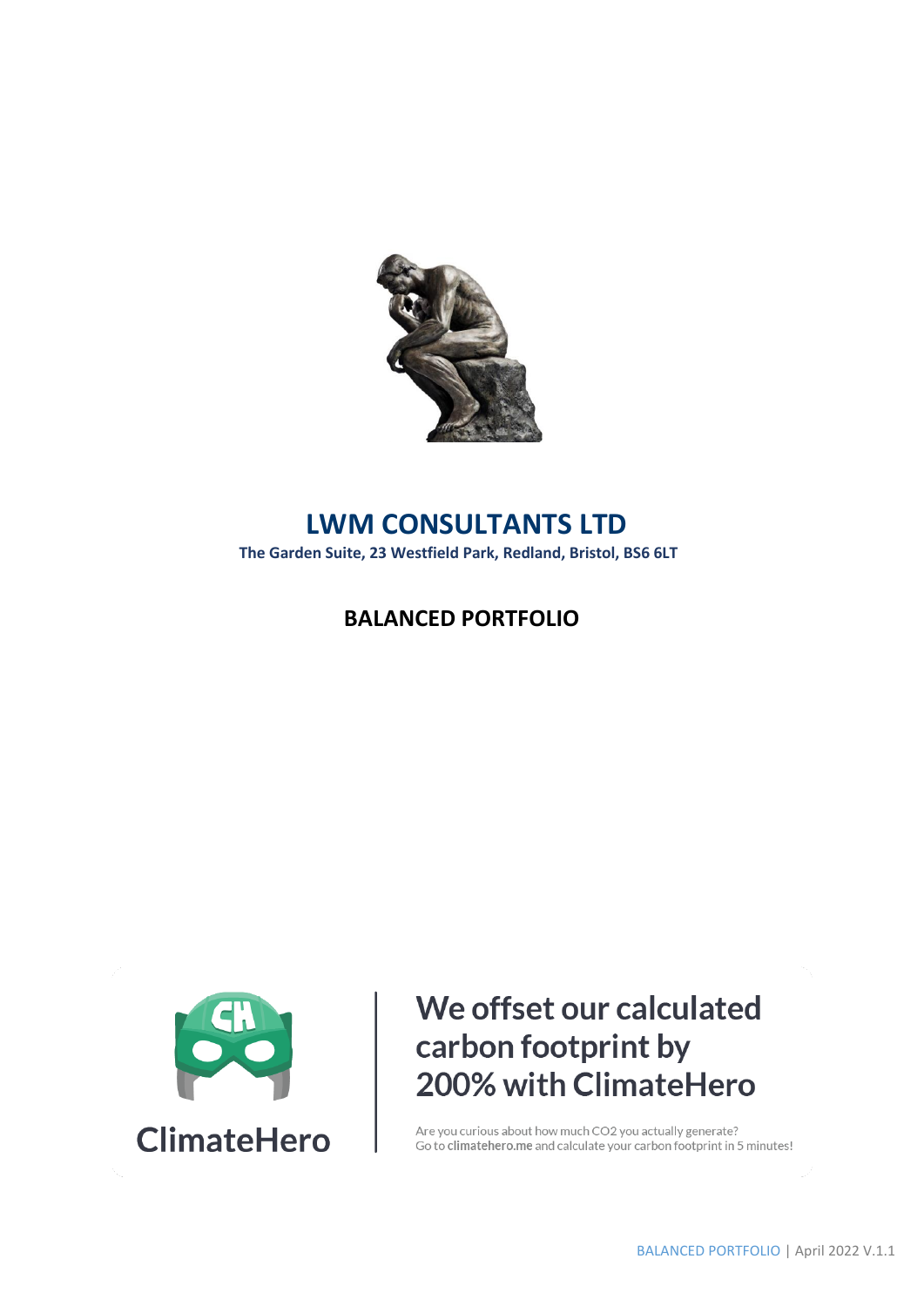# LWM CONSULTANTS LTD

**The Garden Suite, 23 Westfield Park, Redland, Bristol, BS6 6LT**

## BALANCED PORTFOLIO

ClimateHero

**We offset our calculated carbon footprint by 200% with ClimateHero**

Are you curious about how much CO2 you actually generate?
Go to **climatehero.me** and calculate your carbon footprint in 5 minutes!

BALANCED PORTFOLIO | April 2022 V.1.1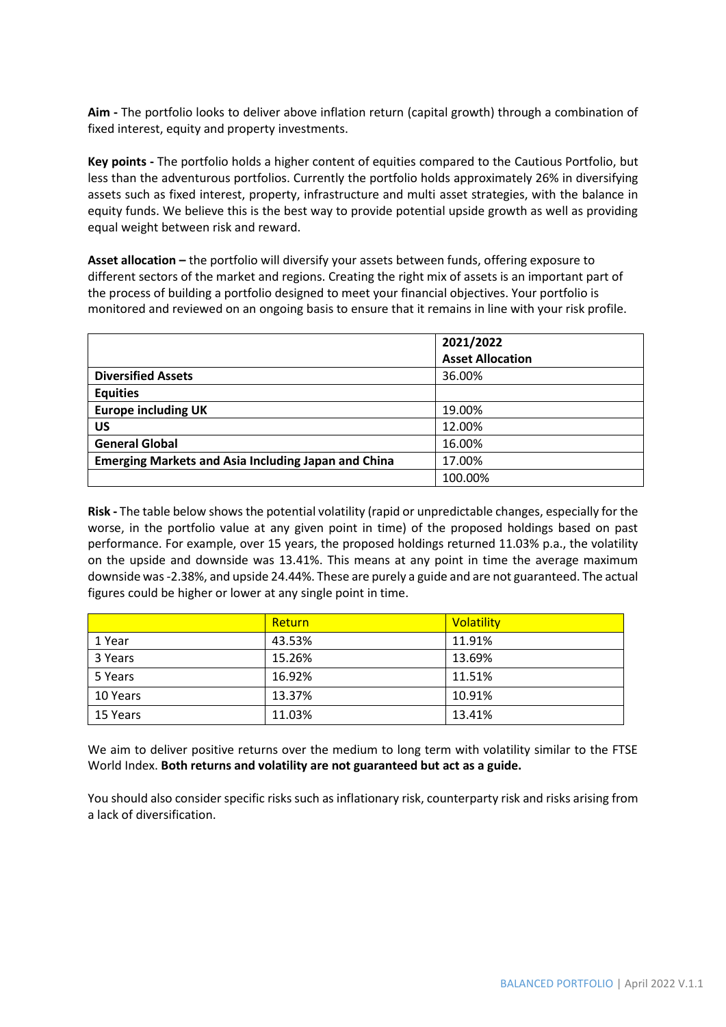**Aim -** The portfolio looks to deliver above inflation return (capital growth) through a combination of fixed interest, equity and property investments.

**Key points -** The portfolio holds a higher content of equities compared to the Cautious Portfolio, but less than the adventurous portfolios. Currently the portfolio holds approximately 26% in diversifying assets such as fixed interest, property, infrastructure and multi asset strategies, with the balance in equity funds. We believe this is the best way to provide potential upside growth as well as providing equal weight between risk and reward.

**Asset allocation –** the portfolio will diversify your assets between funds, offering exposure to different sectors of the market and regions. Creating the right mix of assets is an important part of the process of building a portfolio designed to meet your financial objectives. Your portfolio is monitored and reviewed on an ongoing basis to ensure that it remains in line with your risk profile.

| | **2021/2022 Asset Allocation** |
|---|---|
| **Diversified Assets** | 36.00% |
| **Equities** | |
| **Europe including UK** | 19.00% |
| **US** | 12.00% |
| **General Global** | 16.00% |
| **Emerging Markets and Asia Including Japan and China** | 17.00% |
| | 100.00% |

**Risk -** The table below shows the potential volatility (rapid or unpredictable changes, especially for the worse, in the portfolio value at any given point in time) of the proposed holdings based on past performance. For example, over 15 years, the proposed holdings returned 11.03% p.a., the volatility on the upside and downside was 13.41%. This means at any point in time the average maximum downside was -2.38%, and upside 24.44%. These are purely a guide and are not guaranteed. The actual figures could be higher or lower at any single point in time.

| | Return | Volatility |
|---|---|---|
| 1 Year | 43.53% | 11.91% |
| 3 Years | 15.26% | 13.69% |
| 5 Years | 16.92% | 11.51% |
| 10 Years | 13.37% | 10.91% |
| 15 Years | 11.03% | 13.41% |

We aim to deliver positive returns over the medium to long term with volatility similar to the FTSE World Index. **Both returns and volatility are not guaranteed but act as a guide.**

You should also consider specific risks such as inflationary risk, counterparty risk and risks arising from a lack of diversification.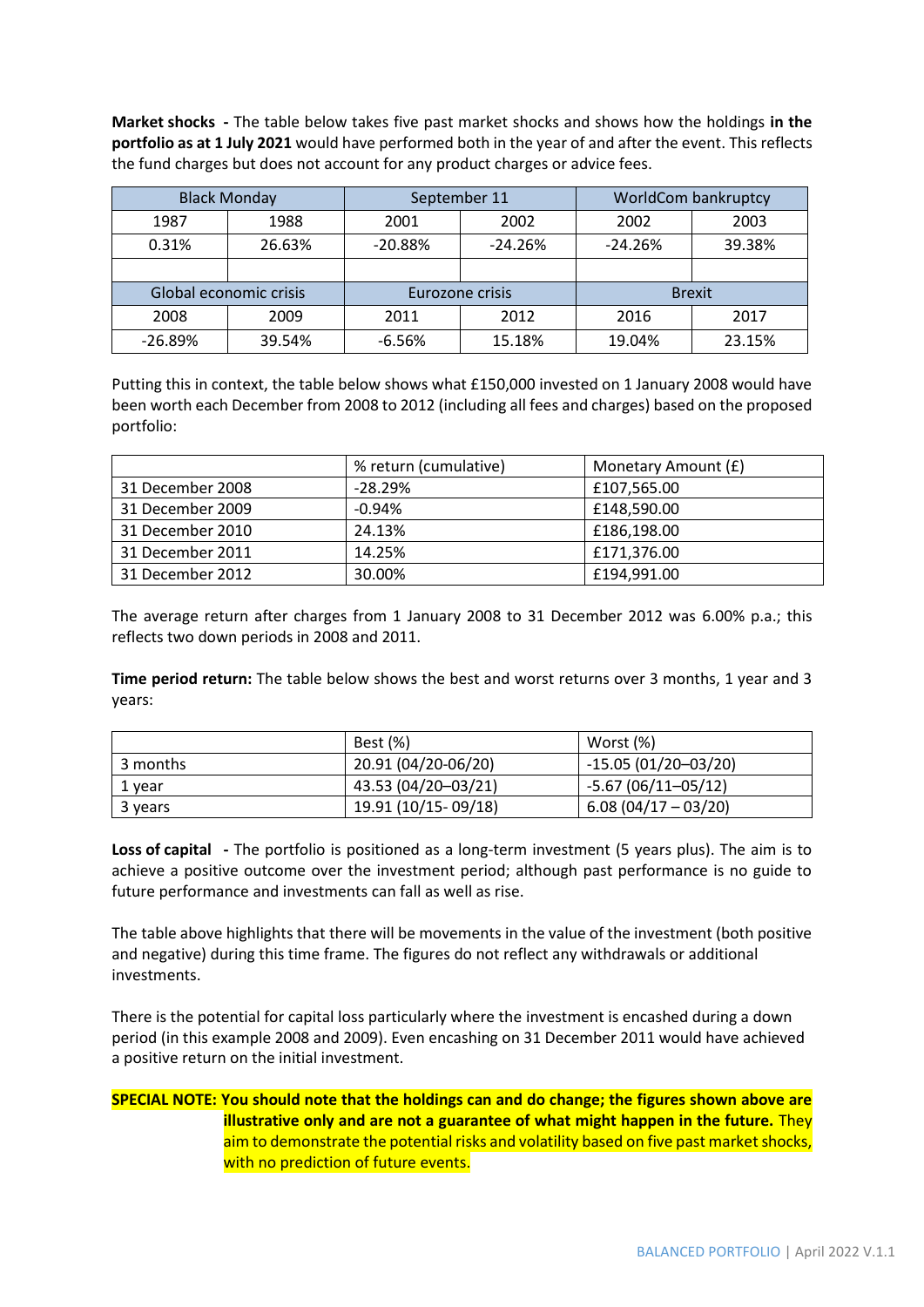**Market shocks -** The table below takes five past market shocks and shows how the holdings **in the portfolio as at 1 July 2021** would have performed both in the year of and after the event. This reflects the fund charges but does not account for any product charges or advice fees.

| Black Monday | | September 11 | | WorldCom bankruptcy | |
|---|---|---|---|---|---|
| 1987 | 1988 | 2001 | 2002 | 2002 | 2003 |
| 0.31% | 26.63% | -20.88% | -24.26% | -24.26% | 39.38% |
| | | | | | |
| **Global economic crisis** | | **Eurozone crisis** | | **Brexit** | |
| 2008 | 2009 | 2011 | 2012 | 2016 | 2017 |
| -26.89% | 39.54% | -6.56% | 15.18% | 19.04% | 23.15% |

Putting this in context, the table below shows what £150,000 invested on 1 January 2008 would have been worth each December from 2008 to 2012 (including all fees and charges) based on the proposed portfolio:

| | % return (cumulative) | Monetary Amount (£) |
|---|---|---|
| 31 December 2008 | -28.29% | £107,565.00 |
| 31 December 2009 | -0.94% | £148,590.00 |
| 31 December 2010 | 24.13% | £186,198.00 |
| 31 December 2011 | 14.25% | £171,376.00 |
| 31 December 2012 | 30.00% | £194,991.00 |

The average return after charges from 1 January 2008 to 31 December 2012 was 6.00% p.a.; this reflects two down periods in 2008 and 2011.

**Time period return:** The table below shows the best and worst returns over 3 months, 1 year and 3 years:

| | Best (%) | Worst (%) |
|---|---|---|
| 3 months | 20.91 (04/20-06/20) | -15.05 (01/20–03/20) |
| 1 year | 43.53 (04/20–03/21) | -5.67 (06/11–05/12) |
| 3 years | 19.91 (10/15- 09/18) | 6.08 (04/17 – 03/20) |

**Loss of capital -** The portfolio is positioned as a long-term investment (5 years plus). The aim is to achieve a positive outcome over the investment period; although past performance is no guide to future performance and investments can fall as well as rise.

The table above highlights that there will be movements in the value of the investment (both positive and negative) during this time frame. The figures do not reflect any withdrawals or additional investments.

There is the potential for capital loss particularly where the investment is encashed during a down period (in this example 2008 and 2009). Even encashing on 31 December 2011 would have achieved a positive return on the initial investment.

**SPECIAL NOTE: You should note that the holdings can and do change; the figures shown above are illustrative only and are not a guarantee of what might happen in the future.** They aim to demonstrate the potential risks and volatility based on five past market shocks, with no prediction of future events.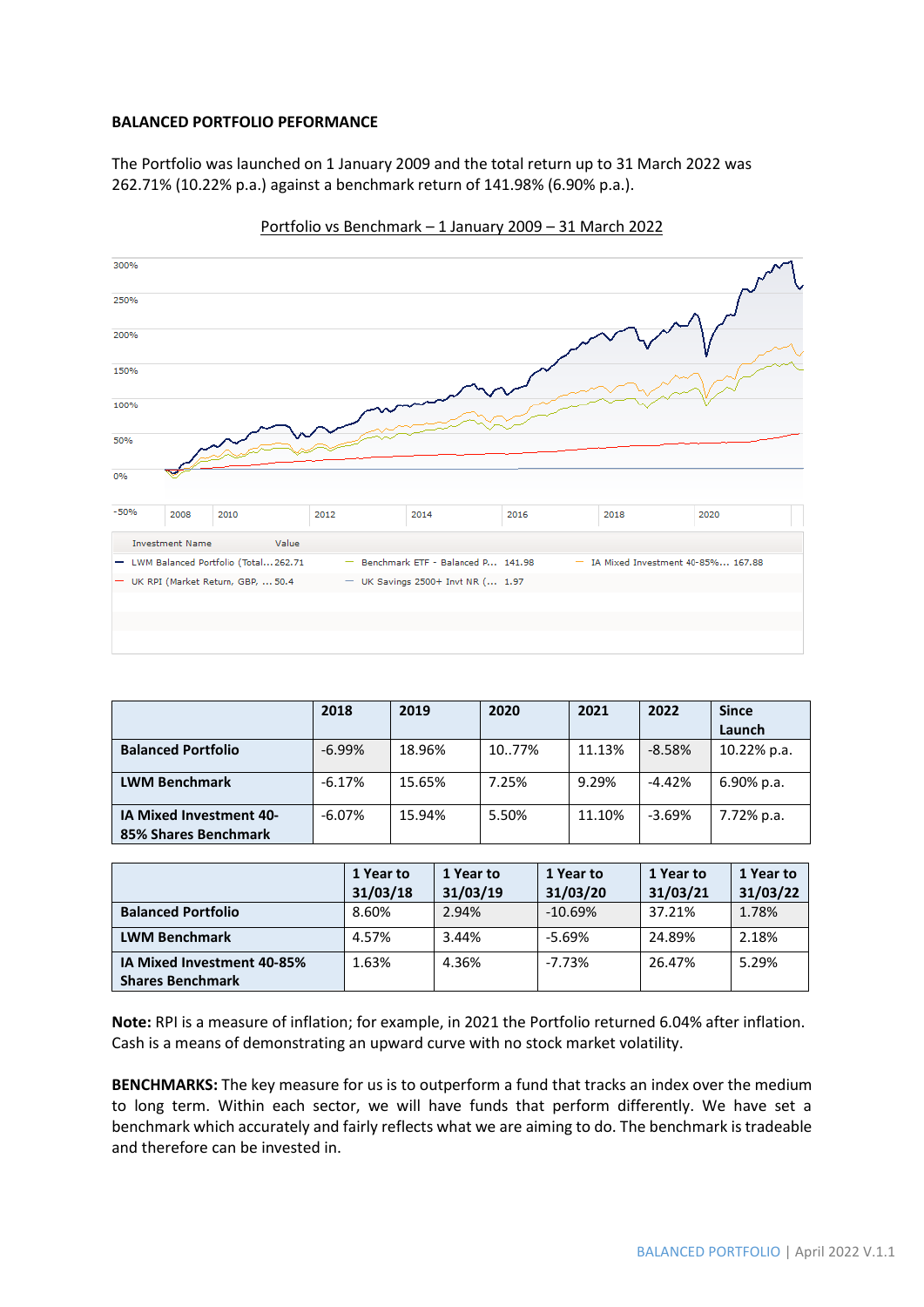**BALANCED PORTFOLIO PEFORMANCE**

The Portfolio was launched on 1 January 2009 and the total return up to 31 March 2022 was 262.71% (10.22% p.a.) against a benchmark return of 141.98% (6.90% p.a.).

Portfolio vs Benchmark – 1 January 2009 – 31 March 2022

| Investment Name | Value |
|---|---|
| LWM Balanced Portfolio (Total... | 262.71 |
| Benchmark ETF - Balanced P... | 141.98 |
| IA Mixed Investment 40-85%... | 167.88 |
| UK RPI (Market Return, GBP, ... | 50.4 |
| UK Savings 2500+ Invt NR (... | 1.97 |

| | 2018 | 2019 | 2020 | 2021 | 2022 | Since Launch |
|---|---|---|---|---|---|---|
| **Balanced Portfolio** | -6.99% | 18.96% | 10..77% | 11.13% | -8.58% | 10.22% p.a. |
| **LWM Benchmark** | -6.17% | 15.65% | 7.25% | 9.29% | -4.42% | 6.90% p.a. |
| **IA Mixed Investment 40-85% Shares Benchmark** | -6.07% | 15.94% | 5.50% | 11.10% | -3.69% | 7.72% p.a. |

| | 1 Year to 31/03/18 | 1 Year to 31/03/19 | 1 Year to 31/03/20 | 1 Year to 31/03/21 | 1 Year to 31/03/22 |
|---|---|---|---|---|---|
| **Balanced Portfolio** | 8.60% | 2.94% | -10.69% | 37.21% | 1.78% |
| **LWM Benchmark** | 4.57% | 3.44% | -5.69% | 24.89% | 2.18% |
| **IA Mixed Investment 40-85% Shares Benchmark** | 1.63% | 4.36% | -7.73% | 26.47% | 5.29% |

**Note:** RPI is a measure of inflation; for example, in 2021 the Portfolio returned 6.04% after inflation. Cash is a means of demonstrating an upward curve with no stock market volatility.

**BENCHMARKS:** The key measure for us is to outperform a fund that tracks an index over the medium to long term. Within each sector, we will have funds that perform differently. We have set a benchmark which accurately and fairly reflects what we are aiming to do. The benchmark is tradeable and therefore can be invested in.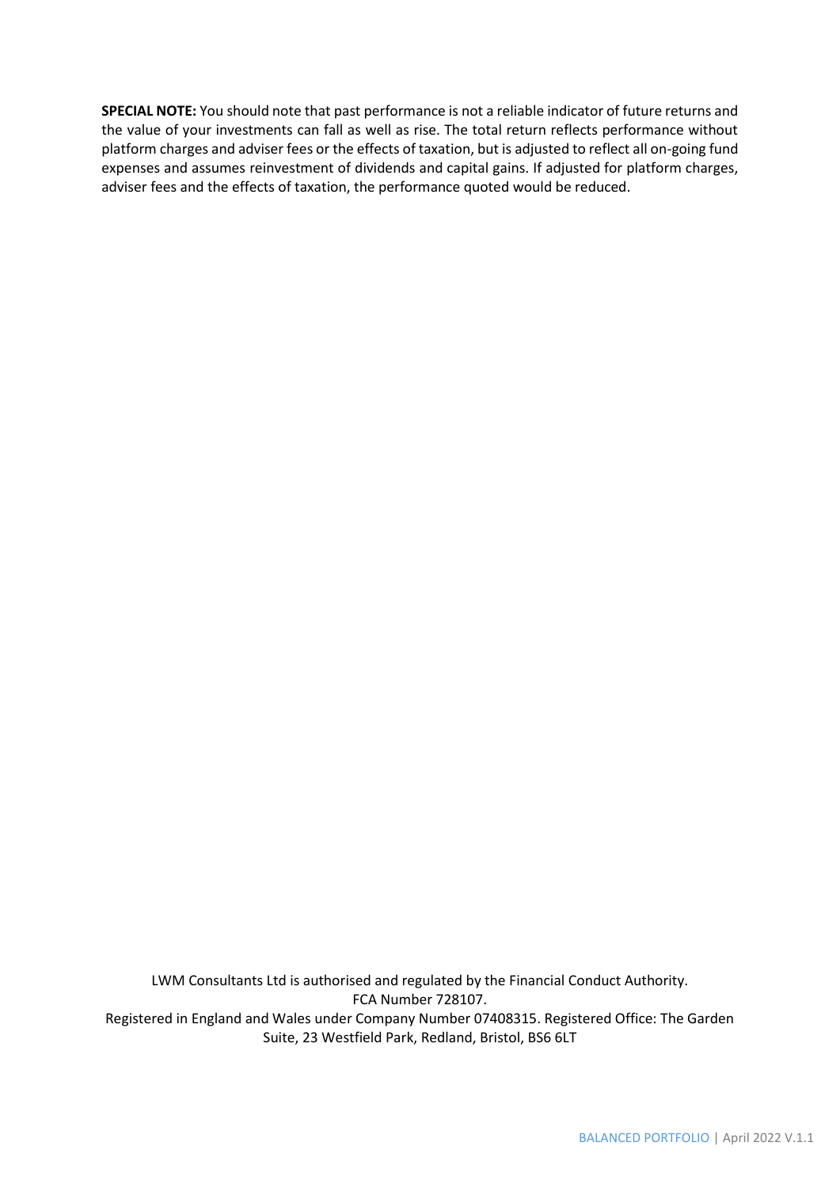**SPECIAL NOTE:** You should note that past performance is not a reliable indicator of future returns and the value of your investments can fall as well as rise. The total return reflects performance without platform charges and adviser fees or the effects of taxation, but is adjusted to reflect all on-going fund expenses and assumes reinvestment of dividends and capital gains. If adjusted for platform charges, adviser fees and the effects of taxation, the performance quoted would be reduced.

LWM Consultants Ltd is authorised and regulated by the Financial Conduct Authority.
FCA Number 728107.
Registered in England and Wales under Company Number 07408315. Registered Office: The Garden Suite, 23 Westfield Park, Redland, Bristol, BS6 6LT